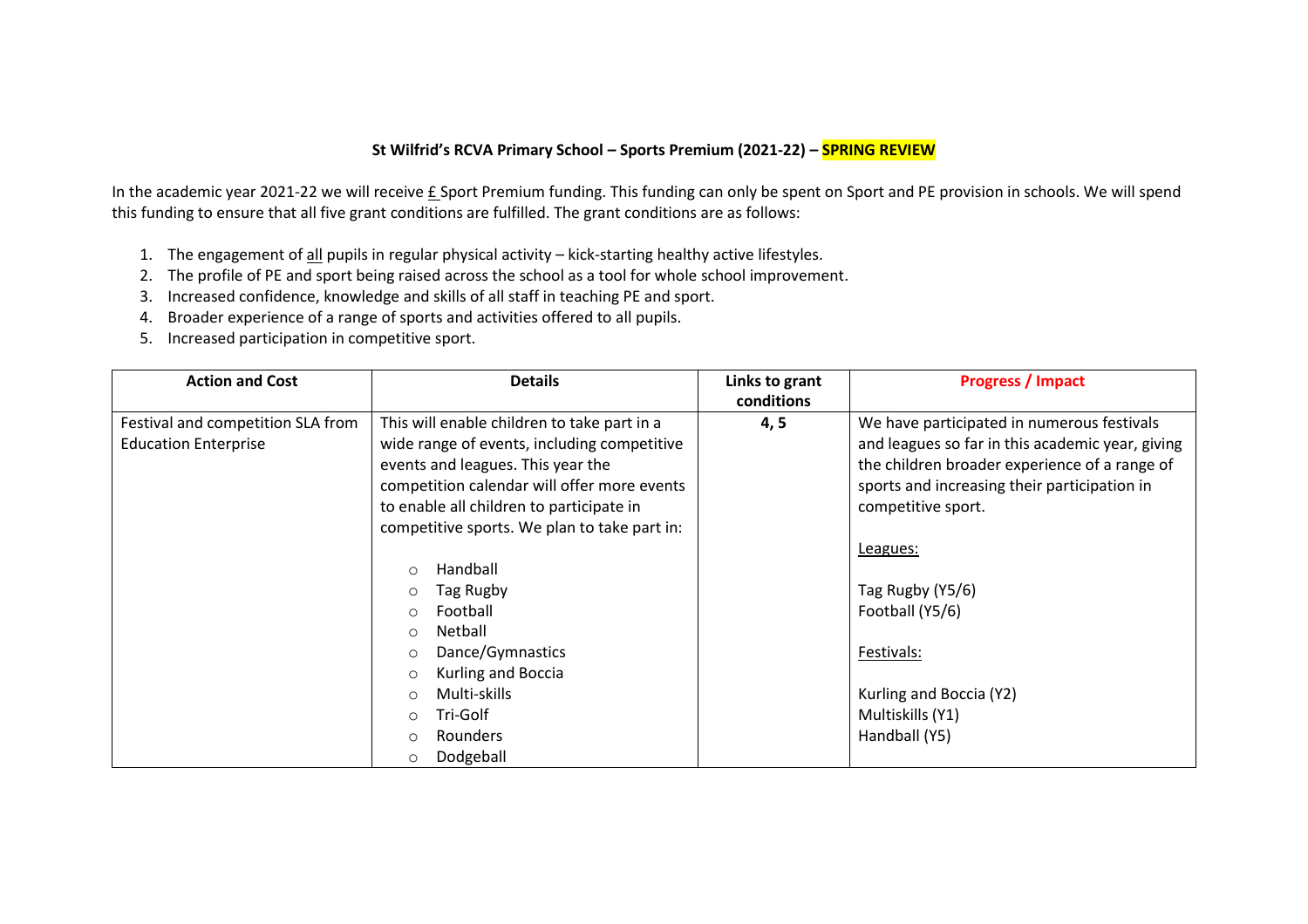**St Wilfrid's RCVA Primary School – Sports Premium (2021-22) – SPRING REVIEW**

In the academic year 2021-22 we will receive £ Sport Premium funding. This funding can only be spent on Sport and PE provision in schools. We will spend this funding to ensure that all five grant conditions are fulfilled. The grant conditions are as follows:

1. The engagement of all pupils in regular physical activity – kick-starting healthy active lifestyles.
2. The profile of PE and sport being raised across the school as a tool for whole school improvement.
3. Increased confidence, knowledge and skills of all staff in teaching PE and sport.
4. Broader experience of a range of sports and activities offered to all pupils.
5. Increased participation in competitive sport.

| Action and Cost | Details | Links to grant conditions | Progress / Impact |
|---|---|---|---|
| Festival and competition SLA from Education Enterprise | This will enable children to take part in a wide range of events, including competitive events and leagues. This year the competition calendar will offer more events to enable all children to participate in competitive sports. We plan to take part in:<br><br>○ Handball<br>○ Tag Rugby<br>○ Football<br>○ Netball<br>○ Dance/Gymnastics<br>○ Kurling and Boccia<br>○ Multi-skills<br>○ Tri-Golf<br>○ Rounders<br>○ Dodgeball | 4, 5 | We have participated in numerous festivals and leagues so far in this academic year, giving the children broader experience of a range of sports and increasing their participation in competitive sport.<br><br>Leagues:<br><br>Tag Rugby (Y5/6)<br>Football (Y5/6)<br><br>Festivals:<br><br>Kurling and Boccia (Y2)<br>Multiskills (Y1)<br>Handball (Y5) |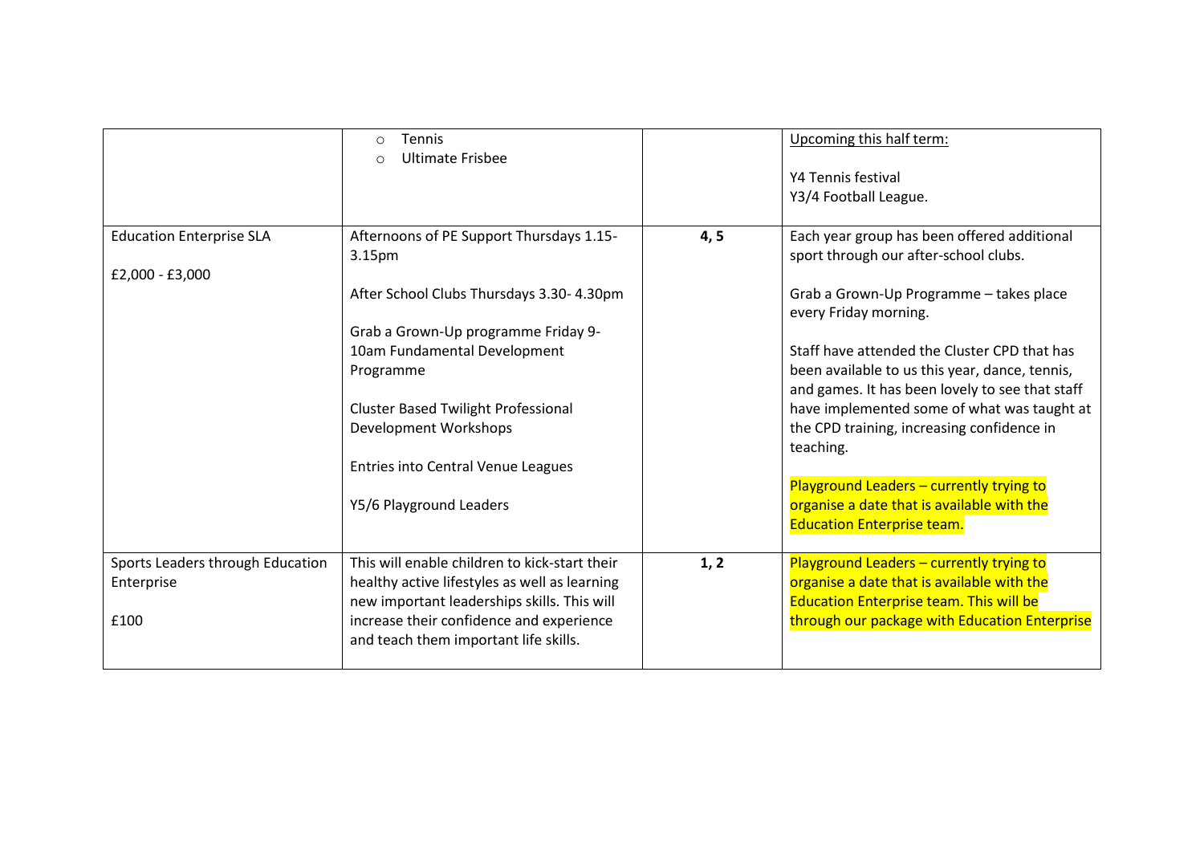| | | | |
|---|---|---|---|
| | ○ Tennis<br>○ Ultimate Frisbee | | Upcoming this half term:<br><br>Y4 Tennis festival<br>Y3/4 Football League. |
| Education Enterprise SLA<br><br>£2,000 - £3,000 | Afternoons of PE Support Thursdays 1.15-3.15pm<br><br>After School Clubs Thursdays 3.30- 4.30pm<br><br>Grab a Grown-Up programme Friday 9-10am Fundamental Development Programme<br><br>Cluster Based Twilight Professional Development Workshops<br><br>Entries into Central Venue Leagues<br><br>Y5/6 Playground Leaders | **4, 5** | Each year group has been offered additional sport through our after-school clubs.<br><br>Grab a Grown-Up Programme – takes place every Friday morning.<br><br>Staff have attended the Cluster CPD that has been available to us this year, dance, tennis, and games. It has been lovely to see that staff have implemented some of what was taught at the CPD training, increasing confidence in teaching.<br><br>Playground Leaders – currently trying to organise a date that is available with the Education Enterprise team. |
| Sports Leaders through Education Enterprise<br><br>£100 | This will enable children to kick-start their healthy active lifestyles as well as learning new important leaderships skills. This will increase their confidence and experience and teach them important life skills. | **1, 2** | Playground Leaders – currently trying to organise a date that is available with the Education Enterprise team. This will be through our package with Education Enterprise |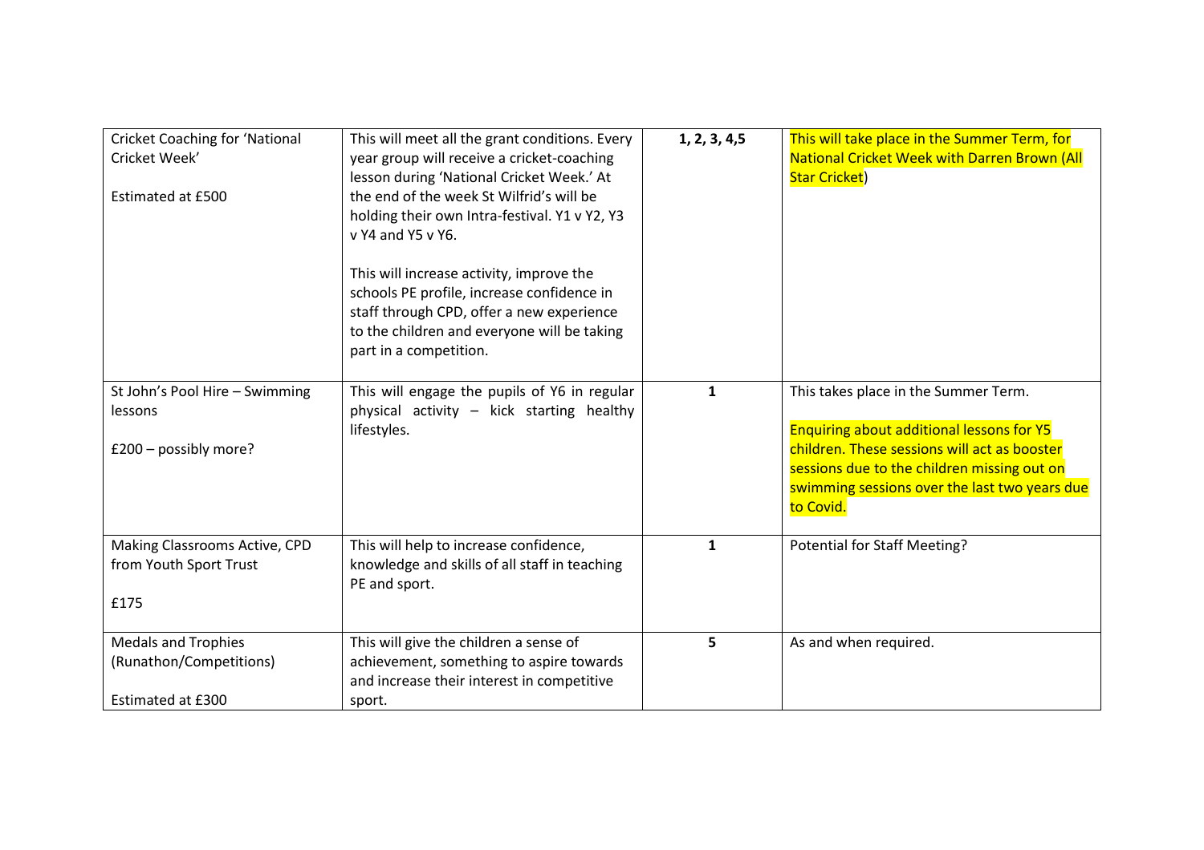| Cricket Coaching for 'National Cricket Week'<br><br>Estimated at £500 | This will meet all the grant conditions. Every year group will receive a cricket-coaching lesson during 'National Cricket Week.' At the end of the week St Wilfrid's will be holding their own Intra-festival. Y1 v Y2, Y3 v Y4 and Y5 v Y6.<br><br>This will increase activity, improve the schools PE profile, increase confidence in staff through CPD, offer a new experience to the children and everyone will be taking part in a competition. | **1, 2, 3, 4,5** | This will take place in the Summer Term, for National Cricket Week with Darren Brown (All Star Cricket) |
|---|---|---|---|
| St John's Pool Hire – Swimming lessons<br><br>£200 – possibly more? | This will engage the pupils of Y6 in regular physical activity – kick starting healthy lifestyles. | **1** | This takes place in the Summer Term.<br><br>Enquiring about additional lessons for Y5 children. These sessions will act as booster sessions due to the children missing out on swimming sessions over the last two years due to Covid. |
| Making Classrooms Active, CPD from Youth Sport Trust<br><br>£175 | This will help to increase confidence, knowledge and skills of all staff in teaching PE and sport. | **1** | Potential for Staff Meeting? |
| Medals and Trophies (Runathon/Competitions)<br><br>Estimated at £300 | This will give the children a sense of achievement, something to aspire towards and increase their interest in competitive sport. | **5** | As and when required. |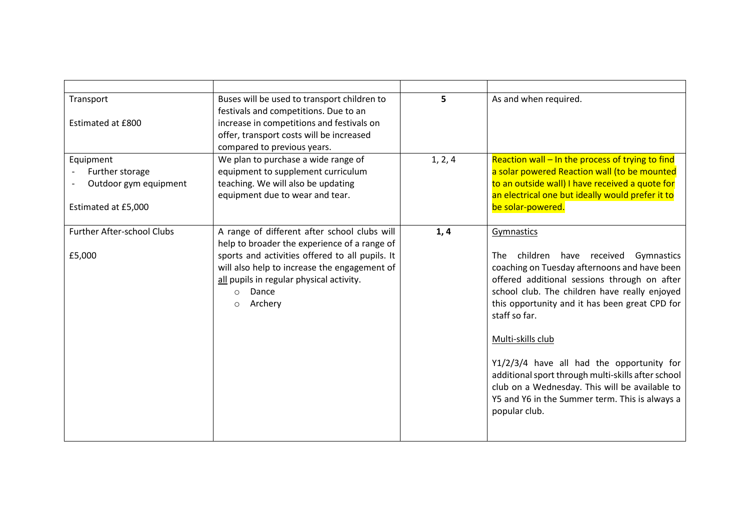| | | | |
|---|---|---|---|
| Transport<br><br>Estimated at £800 | Buses will be used to transport children to festivals and competitions. Due to an increase in competitions and festivals on offer, transport costs will be increased compared to previous years. | **5** | As and when required. |
| Equipment<br>- Further storage<br>- Outdoor gym equipment<br><br>Estimated at £5,000 | We plan to purchase a wide range of equipment to supplement curriculum teaching. We will also be updating equipment due to wear and tear. | 1, 2, 4 | Reaction wall – In the process of trying to find a solar powered Reaction wall (to be mounted to an outside wall) I have received a quote for an electrical one but ideally would prefer it to be solar-powered. |
| Further After-school Clubs<br><br>£5,000 | A range of different after school clubs will help to broader the experience of a range of sports and activities offered to all pupils. It will also help to increase the engagement of all pupils in regular physical activity.<br>- Dance<br>- Archery | **1, 4** | Gymnastics<br><br>The children have received Gymnastics coaching on Tuesday afternoons and have been offered additional sessions through on after school club. The children have really enjoyed this opportunity and it has been great CPD for staff so far.<br><br>Multi-skills club<br><br>Y1/2/3/4 have all had the opportunity for additional sport through multi-skills after school club on a Wednesday. This will be available to Y5 and Y6 in the Summer term. This is always a popular club. |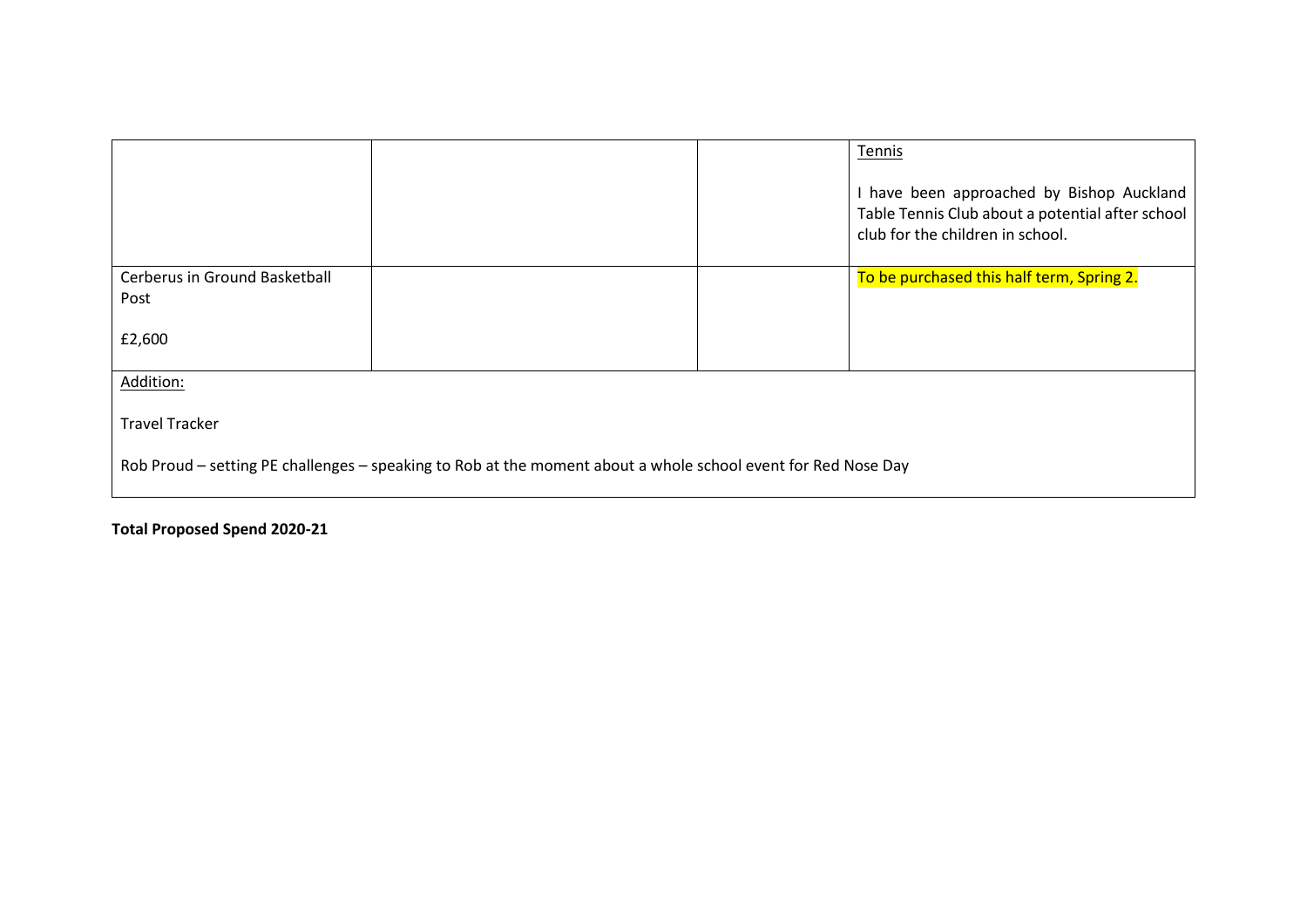| | | | |
|---|---|---|---|
| | | | Tennis<br><br>I have been approached by Bishop Auckland Table Tennis Club about a potential after school club for the children in school. |
| Cerberus in Ground Basketball Post<br><br>£2,600 | | | To be purchased this half term, Spring 2. |
| Addition:<br><br>Travel Tracker<br><br>Rob Proud – setting PE challenges – speaking to Rob at the moment about a whole school event for Red Nose Day | | | |

**Total Proposed Spend 2020-21**